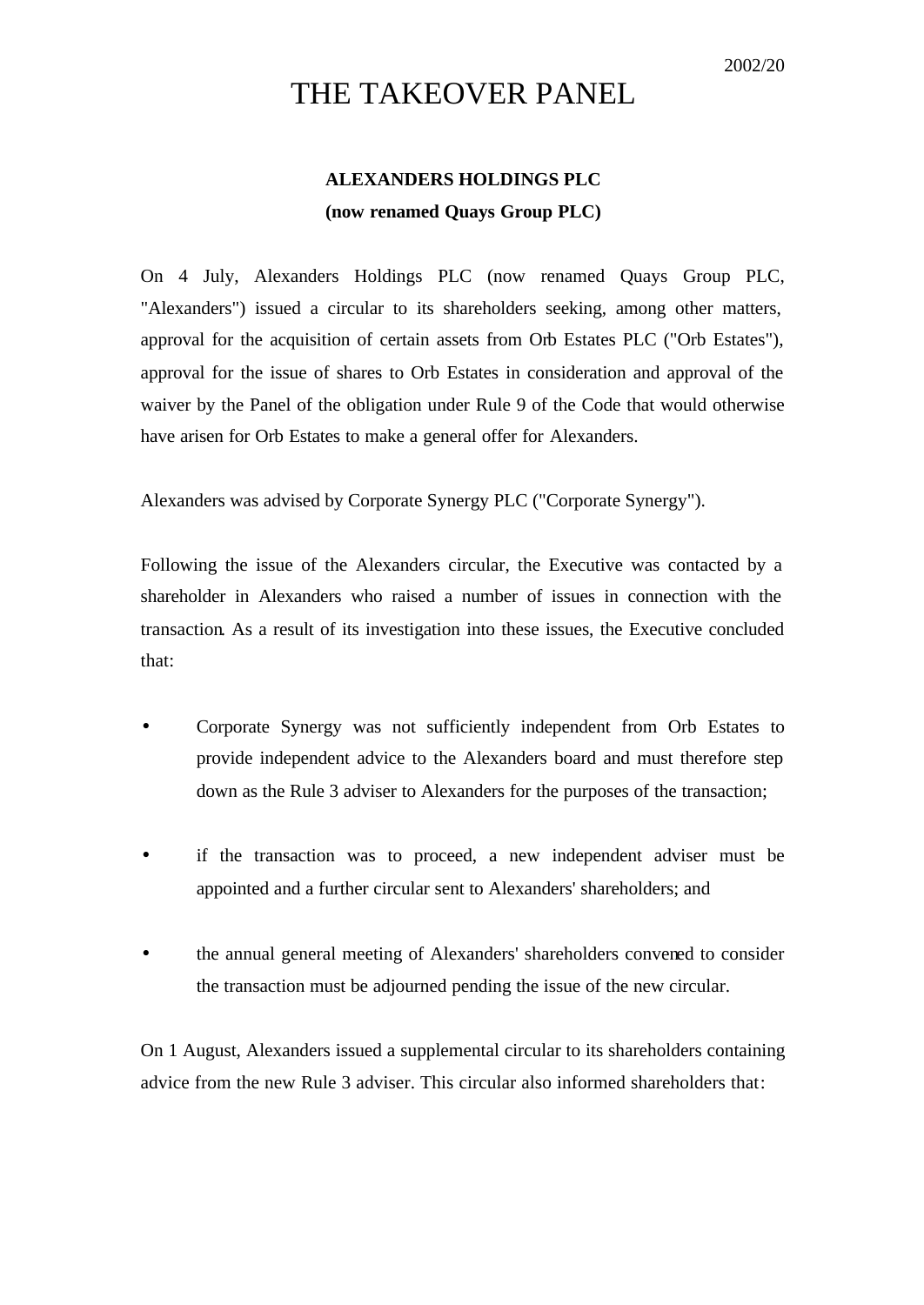2002/20

# THE TAKEOVER PANEL

## ALEXANDERS HOLDINGS PLC
## (now renamed Quays Group PLC)

On 4 July, Alexanders Holdings PLC (now renamed Quays Group PLC, "Alexanders") issued a circular to its shareholders seeking, among other matters, approval for the acquisition of certain assets from Orb Estates PLC ("Orb Estates"), approval for the issue of shares to Orb Estates in consideration and approval of the waiver by the Panel of the obligation under Rule 9 of the Code that would otherwise have arisen for Orb Estates to make a general offer for Alexanders.

Alexanders was advised by Corporate Synergy PLC ("Corporate Synergy").

Following the issue of the Alexanders circular, the Executive was contacted by a shareholder in Alexanders who raised a number of issues in connection with the transaction. As a result of its investigation into these issues, the Executive concluded that:

- Corporate Synergy was not sufficiently independent from Orb Estates to provide independent advice to the Alexanders board and must therefore step down as the Rule 3 adviser to Alexanders for the purposes of the transaction;
- if the transaction was to proceed, a new independent adviser must be appointed and a further circular sent to Alexanders' shareholders; and
- the annual general meeting of Alexanders' shareholders convened to consider the transaction must be adjourned pending the issue of the new circular.

On 1 August, Alexanders issued a supplemental circular to its shareholders containing advice from the new Rule 3 adviser. This circular also informed shareholders that: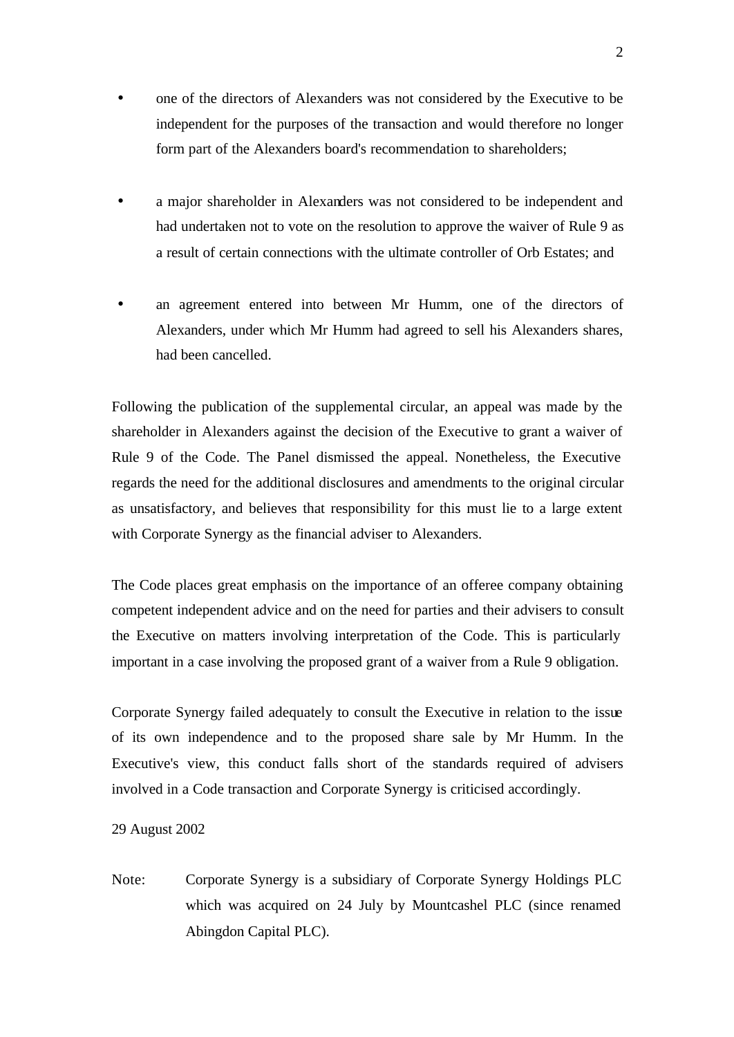- one of the directors of Alexanders was not considered by the Executive to be independent for the purposes of the transaction and would therefore no longer form part of the Alexanders board's recommendation to shareholders;

- a major shareholder in Alexanders was not considered to be independent and had undertaken not to vote on the resolution to approve the waiver of Rule 9 as a result of certain connections with the ultimate controller of Orb Estates; and

- an agreement entered into between Mr Humm, one of the directors of Alexanders, under which Mr Humm had agreed to sell his Alexanders shares, had been cancelled.

Following the publication of the supplemental circular, an appeal was made by the shareholder in Alexanders against the decision of the Executive to grant a waiver of Rule 9 of the Code. The Panel dismissed the appeal. Nonetheless, the Executive regards the need for the additional disclosures and amendments to the original circular as unsatisfactory, and believes that responsibility for this must lie to a large extent with Corporate Synergy as the financial adviser to Alexanders.

The Code places great emphasis on the importance of an offeree company obtaining competent independent advice and on the need for parties and their advisers to consult the Executive on matters involving interpretation of the Code. This is particularly important in a case involving the proposed grant of a waiver from a Rule 9 obligation.

Corporate Synergy failed adequately to consult the Executive in relation to the issue of its own independence and to the proposed share sale by Mr Humm. In the Executive's view, this conduct falls short of the standards required of advisers involved in a Code transaction and Corporate Synergy is criticised accordingly.

29 August 2002

Note: Corporate Synergy is a subsidiary of Corporate Synergy Holdings PLC which was acquired on 24 July by Mountcashel PLC (since renamed Abingdon Capital PLC).